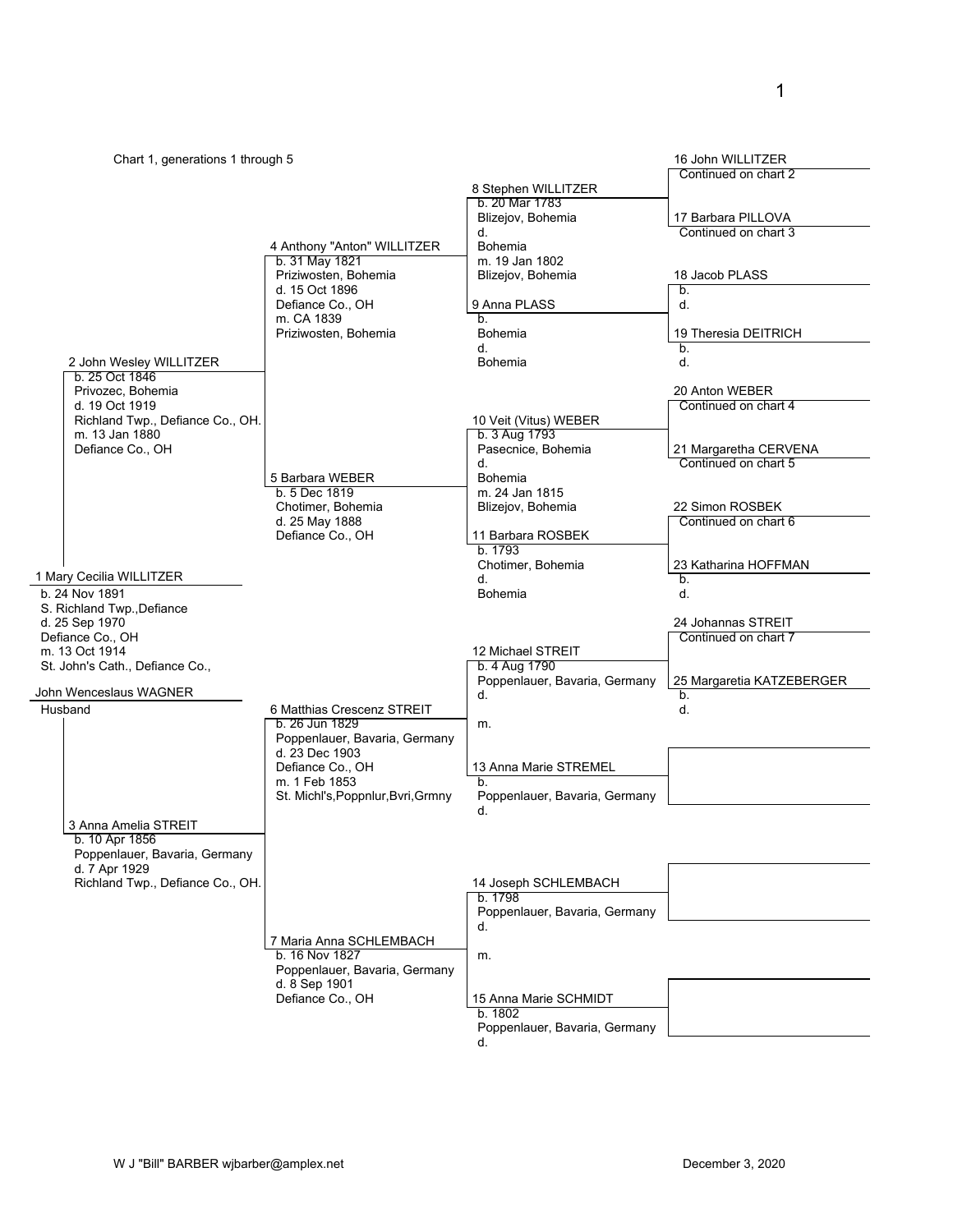Chart 1, generations 1 through 5

**1 Mary Cecilia WILLITZER**
b. 24 Nov 1891
S. Richland Twp.,Defiance
d. 25 Sep 1970
Defiance Co., OH
m. 13 Oct 1914
St. John's Cath., Defiance Co.,

John Wenceslaus WAGNER
Husband

**2 John Wesley WILLITZER**
b. 25 Oct 1846
Privozec, Bohemia
d. 19 Oct 1919
Richland Twp., Defiance Co., OH.
m. 13 Jan 1880
Defiance Co., OH

**3 Anna Amelia STREIT**
b. 10 Apr 1856
Poppenlauer, Bavaria, Germany
d. 7 Apr 1929
Richland Twp., Defiance Co., OH.

**4 Anthony "Anton" WILLITZER**
b. 31 May 1821
Priziwosten, Bohemia
d. 15 Oct 1896
Defiance Co., OH
m. CA 1839
Priziwosten, Bohemia

**5 Barbara WEBER**
b. 5 Dec 1819
Chotimer, Bohemia
d. 25 May 1888
Defiance Co., OH

**6 Matthias Crescenz STREIT**
b. 26 Jun 1829
Poppenlauer, Bavaria, Germany
d. 23 Dec 1903
Defiance Co., OH
m. 1 Feb 1853
St. Michl's,Poppnlur,Bvri,Grmny

**7 Maria Anna SCHLEMBACH**
b. 16 Nov 1827
Poppenlauer, Bavaria, Germany
d. 8 Sep 1901
Defiance Co., OH

**8 Stephen WILLITZER**
b. 20 Mar 1783
Blizejov, Bohemia
d.
Bohemia
m. 19 Jan 1802
Blizejov, Bohemia

**9 Anna PLASS**
b.
Bohemia
d.
Bohemia

**10 Veit (Vitus) WEBER**
b. 3 Aug 1793
Pasecnice, Bohemia
d.
Bohemia
m. 24 Jan 1815
Blizejov, Bohemia

**11 Barbara ROSBEK**
b. 1793
Chotimer, Bohemia
d.
Bohemia

**12 Michael STREIT**
b. 4 Aug 1790
Poppenlauer, Bavaria, Germany
d.
m.

**13 Anna Marie STREMEL**
b.
Poppenlauer, Bavaria, Germany
d.

**14 Joseph SCHLEMBACH**
b. 1798
Poppenlauer, Bavaria, Germany
d.
m.

**15 Anna Marie SCHMIDT**
b. 1802
Poppenlauer, Bavaria, Germany
d.

**16 John WILLITZER**
Continued on chart 2

**17 Barbara PILLOVA**
Continued on chart 3

**18 Jacob PLASS**
b.
d.

**19 Theresia DEITRICH**
b.
d.

**20 Anton WEBER**
Continued on chart 4

**21 Margaretha CERVENA**
Continued on chart 5

**22 Simon ROSBEK**
Continued on chart 6

**23 Katharina HOFFMAN**
b.
d.

**24 Johannas STREIT**
Continued on chart 7

**25 Margaretia KATZEBERGER**
b.
d.

W J "Bill" BARBER wjbarber@amplex.net

December 3, 2020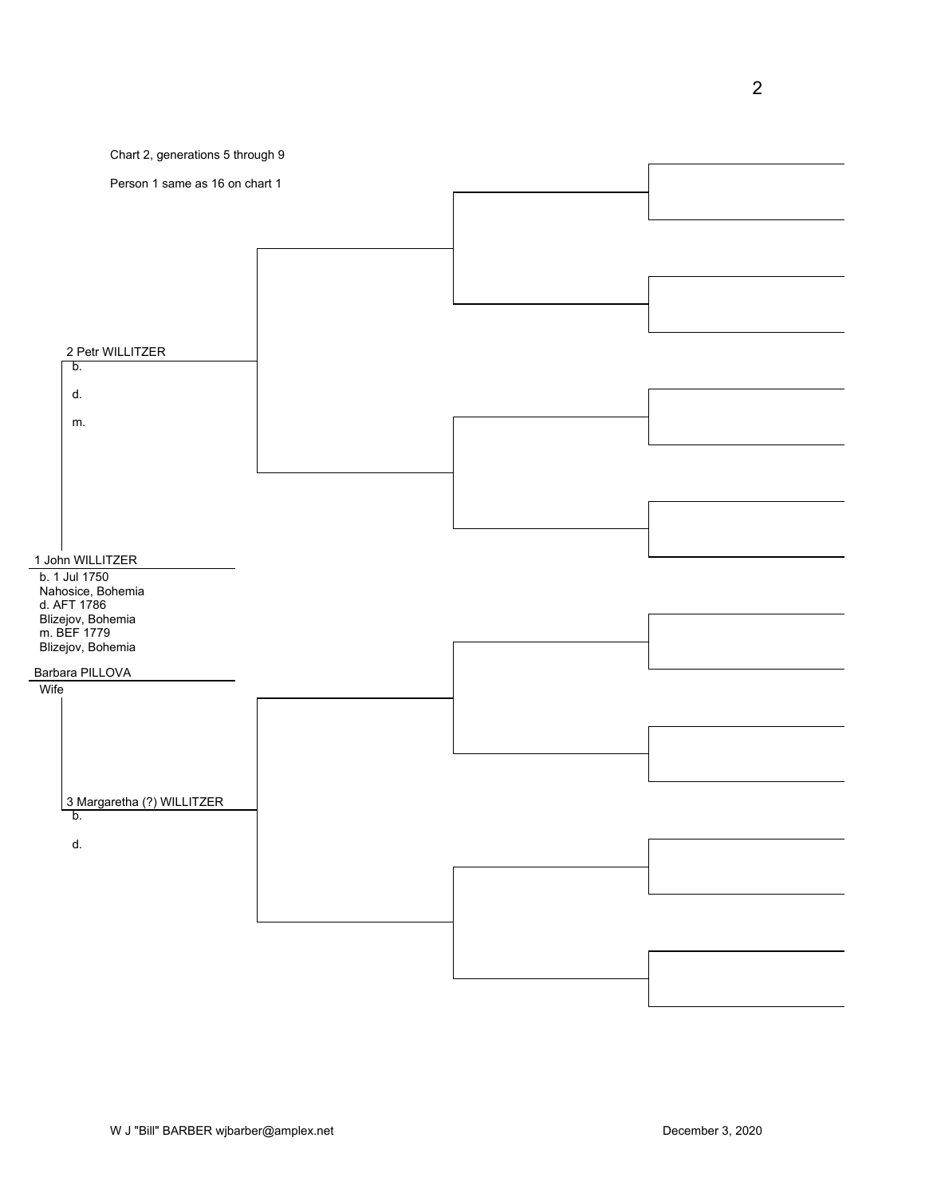Chart 2, generations 5 through 9

Person 1 same as 16 on chart 1

2 Petr WILLITZER
b.

d.

m.

1 John WILLITZER
b. 1 Jul 1750
Nahosice, Bohemia
d. AFT 1786
Blizejov, Bohemia
m. BEF 1779
Blizejov, Bohemia

Barbara PILLOVA
Wife

3 Margaretha (?) WILLITZER
b.

d.

W J "Bill" BARBER wjbarber@amplex.net

December 3, 2020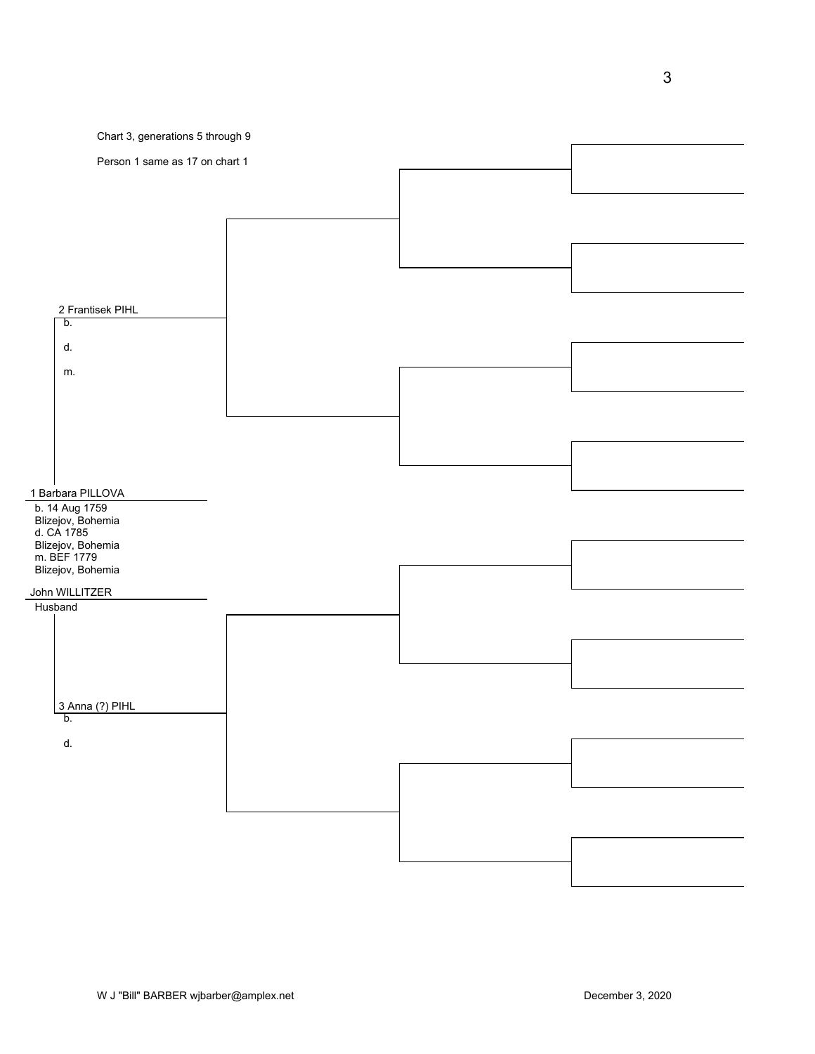Chart 3, generations 5 through 9

Person 1 same as 17 on chart 1

2 Frantisek PIHL
b.

d.

m.

1 Barbara PILLOVA
b. 14 Aug 1759
Blizejov, Bohemia
d. CA 1785
Blizejov, Bohemia
m. BEF 1779
Blizejov, Bohemia

John WILLITZER
Husband

3 Anna (?) PIHL
b.

d.

W J "Bill" BARBER wjbarber@amplex.net

December 3, 2020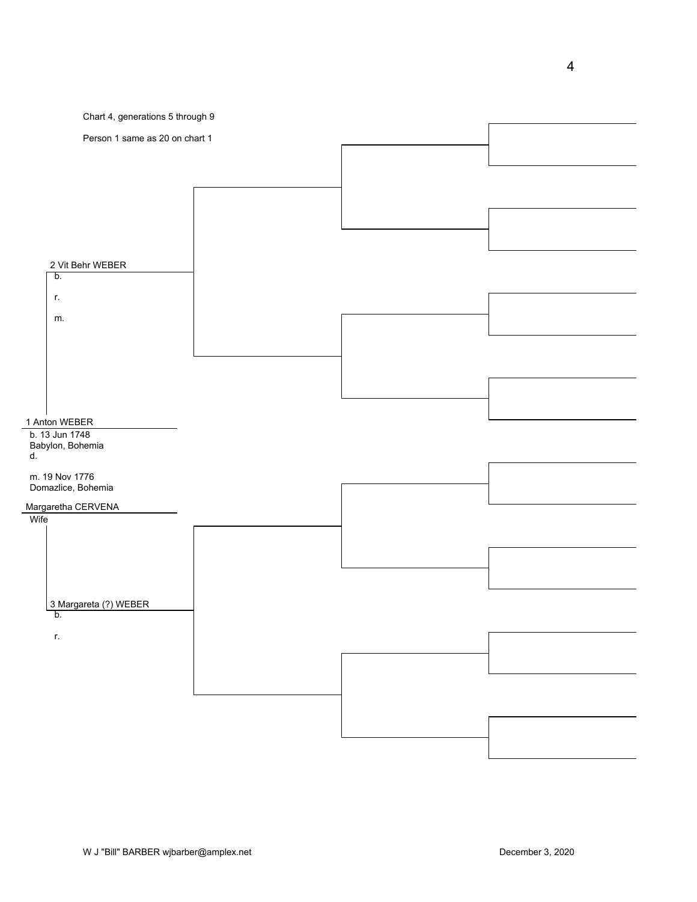Chart 4, generations 5 through 9

Person 1 same as 20 on chart 1

2 Vit Behr WEBER
b.

r.

m.

1 Anton WEBER
b. 13 Jun 1748
Babylon, Bohemia
d.

m. 19 Nov 1776
Domazlice, Bohemia

Margaretha CERVENA
Wife

3 Margareta (?) WEBER
b.

r.

W J "Bill" BARBER wjbarber@amplex.net

December 3, 2020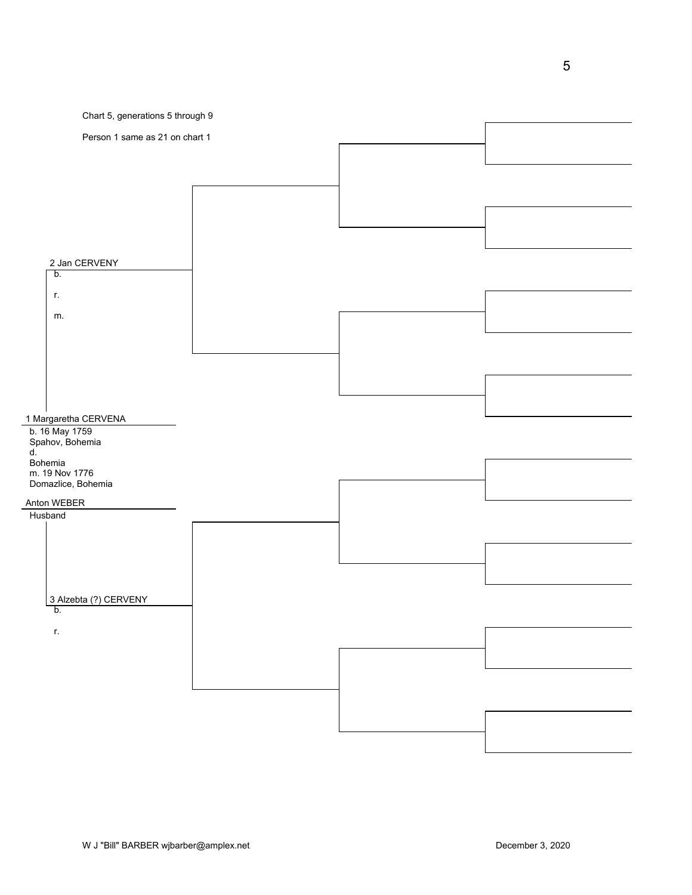Chart 5, generations 5 through 9

Person 1 same as 21 on chart 1

2 Jan CERVENY
b.

r.

m.

1 Margaretha CERVENA
b. 16 May 1759
Spahov, Bohemia
d.
Bohemia
m. 19 Nov 1776
Domazlice, Bohemia

Anton WEBER
Husband

3 Alzebta (?) CERVENY
b.

r.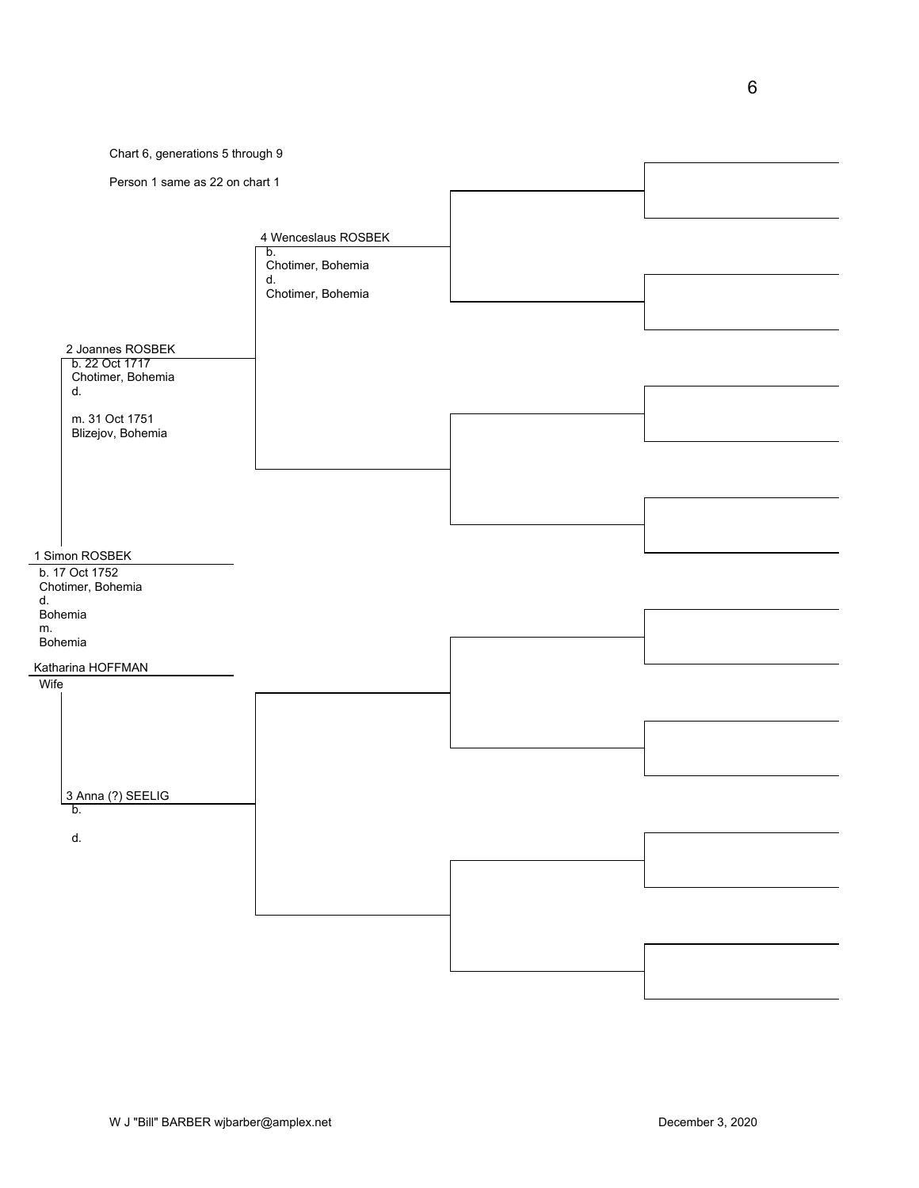Chart 6, generations 5 through 9

Person 1 same as 22 on chart 1

4 Wenceslaus ROSBEK
b.
Chotimer, Bohemia
d.
Chotimer, Bohemia

2 Joannes ROSBEK
b. 22 Oct 1717
Chotimer, Bohemia
d.

m. 31 Oct 1751
Blizejov, Bohemia

1 Simon ROSBEK
b. 17 Oct 1752
Chotimer, Bohemia
d.
Bohemia
m.
Bohemia

Katharina HOFFMAN
Wife

3 Anna (?) SEELIG
b.

d.

W J "Bill" BARBER wjbarber@amplex.net

December 3, 2020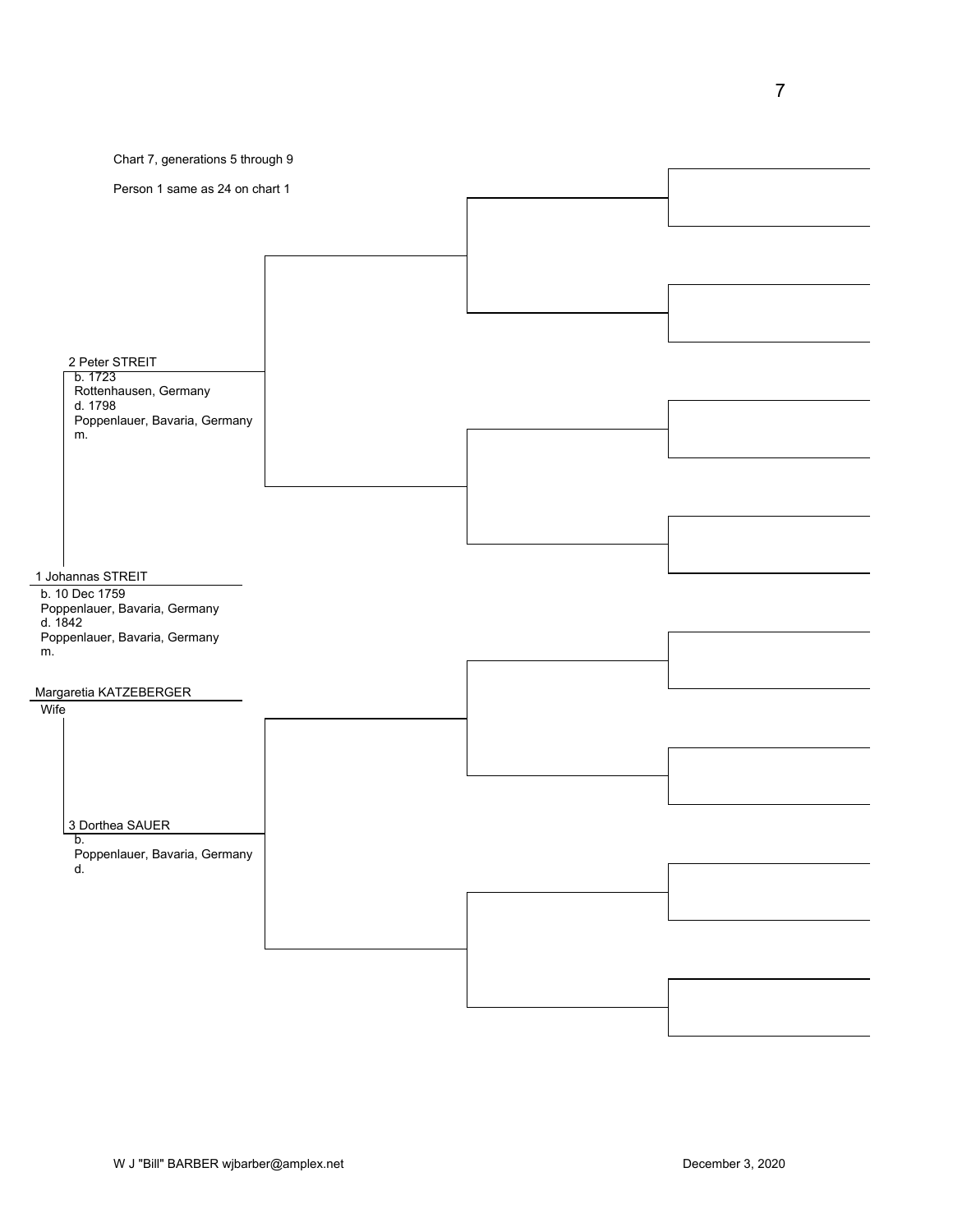Chart 7, generations 5 through 9

Person 1 same as 24 on chart 1

2 Peter STREIT
b. 1723
Rottenhausen, Germany
d. 1798
Poppenlauer, Bavaria, Germany
m.

1 Johannas STREIT
b. 10 Dec 1759
Poppenlauer, Bavaria, Germany
d. 1842
Poppenlauer, Bavaria, Germany
m.

Margaretia KATZEBERGER
Wife

3 Dorthea SAUER
b.
Poppenlauer, Bavaria, Germany
d.

W J "Bill" BARBER wjbarber@amplex.net

December 3, 2020